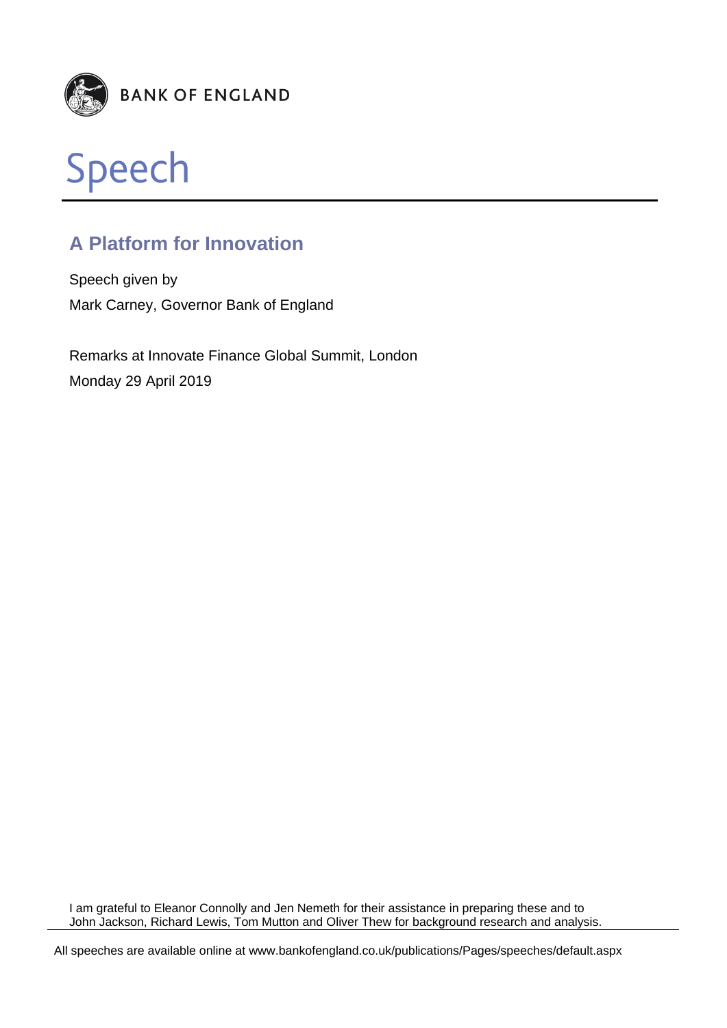BANK OF ENGLAND

# Speech

## A Platform for Innovation

Speech given by

Mark Carney, Governor Bank of England

Remarks at Innovate Finance Global Summit, London

Monday 29 April 2019

I am grateful to Eleanor Connolly and Jen Nemeth for their assistance in preparing these and to John Jackson, Richard Lewis, Tom Mutton and Oliver Thew for background research and analysis.

All speeches are available online at www.bankofengland.co.uk/publications/Pages/speeches/default.aspx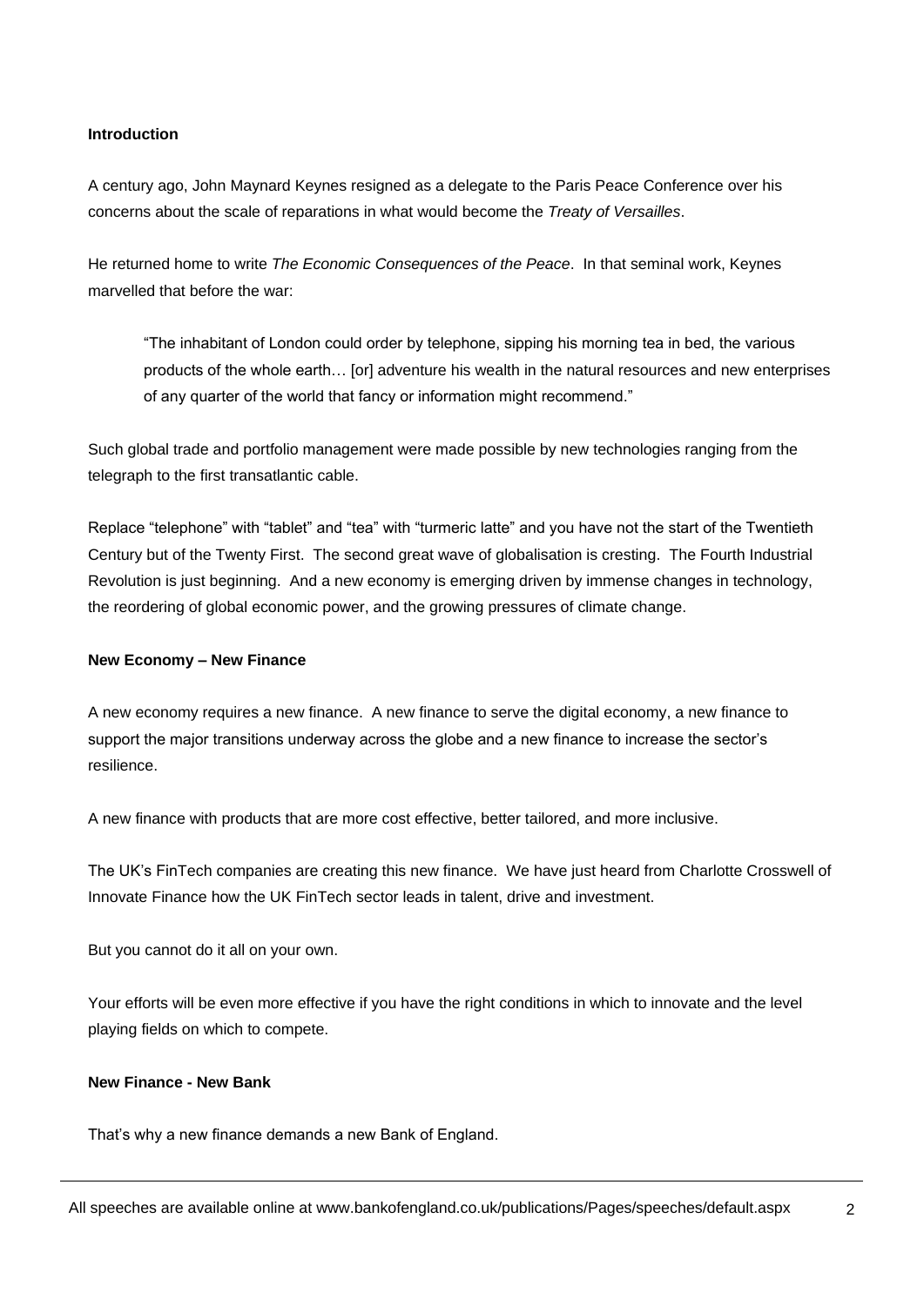**Introduction**

A century ago, John Maynard Keynes resigned as a delegate to the Paris Peace Conference over his concerns about the scale of reparations in what would become the *Treaty of Versailles*.

He returned home to write *The Economic Consequences of the Peace*. In that seminal work, Keynes marvelled that before the war:

> "The inhabitant of London could order by telephone, sipping his morning tea in bed, the various products of the whole earth… [or] adventure his wealth in the natural resources and new enterprises of any quarter of the world that fancy or information might recommend."

Such global trade and portfolio management were made possible by new technologies ranging from the telegraph to the first transatlantic cable.

Replace "telephone" with "tablet" and "tea" with "turmeric latte" and you have not the start of the Twentieth Century but of the Twenty First. The second great wave of globalisation is cresting. The Fourth Industrial Revolution is just beginning. And a new economy is emerging driven by immense changes in technology, the reordering of global economic power, and the growing pressures of climate change.

**New Economy – New Finance**

A new economy requires a new finance. A new finance to serve the digital economy, a new finance to support the major transitions underway across the globe and a new finance to increase the sector's resilience.

A new finance with products that are more cost effective, better tailored, and more inclusive.

The UK's FinTech companies are creating this new finance. We have just heard from Charlotte Crosswell of Innovate Finance how the UK FinTech sector leads in talent, drive and investment.

But you cannot do it all on your own.

Your efforts will be even more effective if you have the right conditions in which to innovate and the level playing fields on which to compete.

**New Finance - New Bank**

That's why a new finance demands a new Bank of England.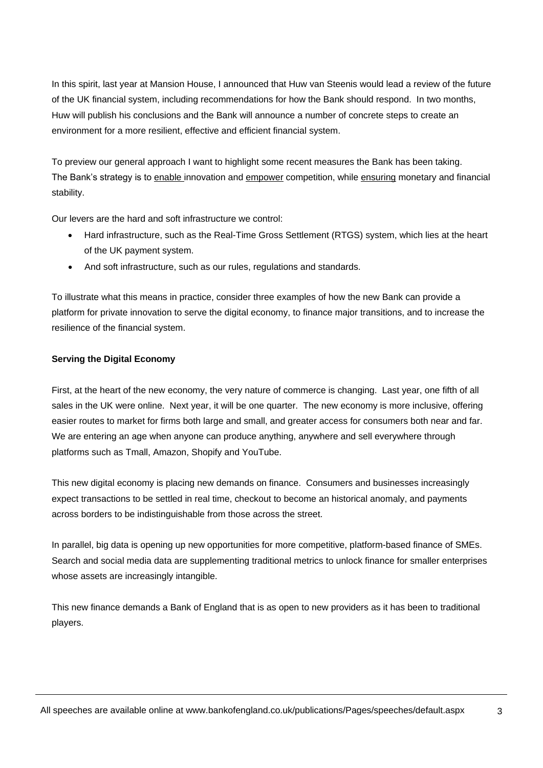In this spirit, last year at Mansion House, I announced that Huw van Steenis would lead a review of the future of the UK financial system, including recommendations for how the Bank should respond. In two months, Huw will publish his conclusions and the Bank will announce a number of concrete steps to create an environment for a more resilient, effective and efficient financial system.

To preview our general approach I want to highlight some recent measures the Bank has been taking. The Bank's strategy is to enable innovation and empower competition, while ensuring monetary and financial stability.

Our levers are the hard and soft infrastructure we control:

- Hard infrastructure, such as the Real-Time Gross Settlement (RTGS) system, which lies at the heart of the UK payment system.
- And soft infrastructure, such as our rules, regulations and standards.

To illustrate what this means in practice, consider three examples of how the new Bank can provide a platform for private innovation to serve the digital economy, to finance major transitions, and to increase the resilience of the financial system.

**Serving the Digital Economy**

First, at the heart of the new economy, the very nature of commerce is changing. Last year, one fifth of all sales in the UK were online. Next year, it will be one quarter. The new economy is more inclusive, offering easier routes to market for firms both large and small, and greater access for consumers both near and far. We are entering an age when anyone can produce anything, anywhere and sell everywhere through platforms such as Tmall, Amazon, Shopify and YouTube.

This new digital economy is placing new demands on finance. Consumers and businesses increasingly expect transactions to be settled in real time, checkout to become an historical anomaly, and payments across borders to be indistinguishable from those across the street.

In parallel, big data is opening up new opportunities for more competitive, platform-based finance of SMEs. Search and social media data are supplementing traditional metrics to unlock finance for smaller enterprises whose assets are increasingly intangible.

This new finance demands a Bank of England that is as open to new providers as it has been to traditional players.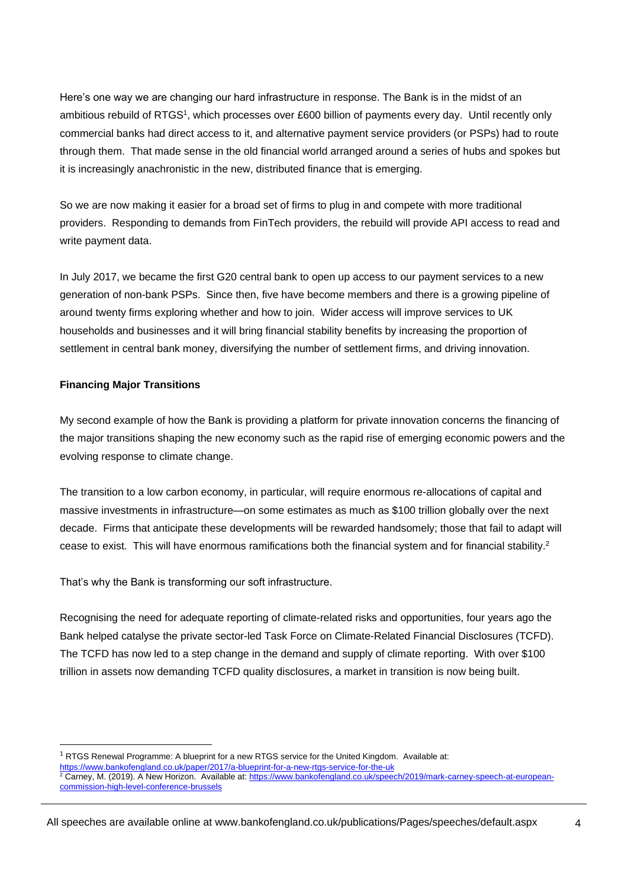Here's one way we are changing our hard infrastructure in response. The Bank is in the midst of an ambitious rebuild of RTGS[1], which processes over £600 billion of payments every day. Until recently only commercial banks had direct access to it, and alternative payment service providers (or PSPs) had to route through them. That made sense in the old financial world arranged around a series of hubs and spokes but it is increasingly anachronistic in the new, distributed finance that is emerging.

So we are now making it easier for a broad set of firms to plug in and compete with more traditional providers. Responding to demands from FinTech providers, the rebuild will provide API access to read and write payment data.

In July 2017, we became the first G20 central bank to open up access to our payment services to a new generation of non-bank PSPs. Since then, five have become members and there is a growing pipeline of around twenty firms exploring whether and how to join. Wider access will improve services to UK households and businesses and it will bring financial stability benefits by increasing the proportion of settlement in central bank money, diversifying the number of settlement firms, and driving innovation.

**Financing Major Transitions**

My second example of how the Bank is providing a platform for private innovation concerns the financing of the major transitions shaping the new economy such as the rapid rise of emerging economic powers and the evolving response to climate change.

The transition to a low carbon economy, in particular, will require enormous re-allocations of capital and massive investments in infrastructure—on some estimates as much as $100 trillion globally over the next decade. Firms that anticipate these developments will be rewarded handsomely; those that fail to adapt will cease to exist. This will have enormous ramifications both the financial system and for financial stability.[2]

That's why the Bank is transforming our soft infrastructure.

Recognising the need for adequate reporting of climate-related risks and opportunities, four years ago the Bank helped catalyse the private sector-led Task Force on Climate-Related Financial Disclosures (TCFD). The TCFD has now led to a step change in the demand and supply of climate reporting. With over $100 trillion in assets now demanding TCFD quality disclosures, a market in transition is now being built.

---

[1] RTGS Renewal Programme: A blueprint for a new RTGS service for the United Kingdom. Available at: https://www.bankofengland.co.uk/paper/2017/a-blueprint-for-a-new-rtgs-service-for-the-uk

[2] Carney, M. (2019). A New Horizon. Available at: https://www.bankofengland.co.uk/speech/2019/mark-carney-speech-at-european-commission-high-level-conference-brussels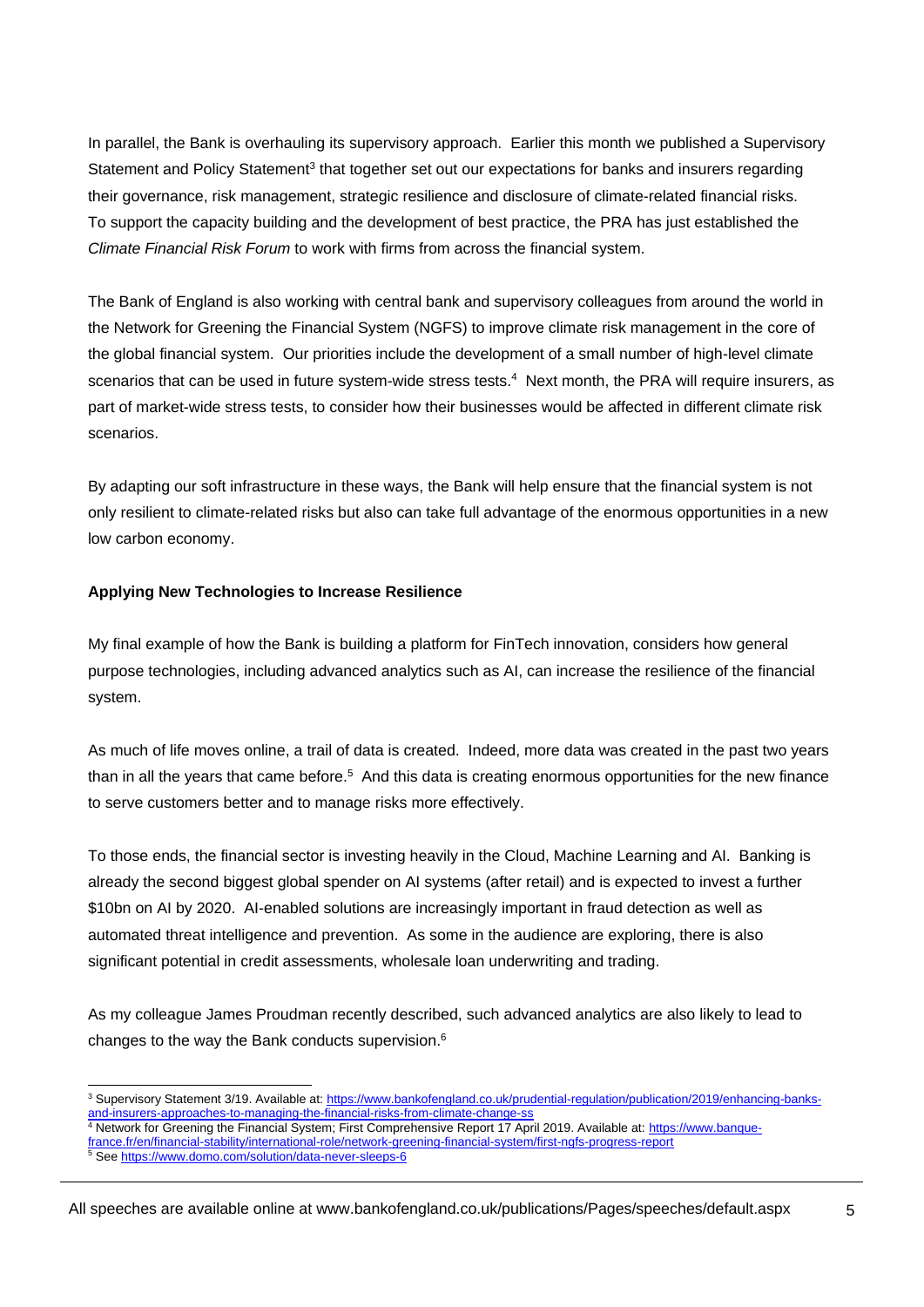In parallel, the Bank is overhauling its supervisory approach. Earlier this month we published a Supervisory Statement and Policy Statement[3] that together set out our expectations for banks and insurers regarding their governance, risk management, strategic resilience and disclosure of climate-related financial risks. To support the capacity building and the development of best practice, the PRA has just established the *Climate Financial Risk Forum* to work with firms from across the financial system.

The Bank of England is also working with central bank and supervisory colleagues from around the world in the Network for Greening the Financial System (NGFS) to improve climate risk management in the core of the global financial system. Our priorities include the development of a small number of high-level climate scenarios that can be used in future system-wide stress tests.[4] Next month, the PRA will require insurers, as part of market-wide stress tests, to consider how their businesses would be affected in different climate risk scenarios.

By adapting our soft infrastructure in these ways, the Bank will help ensure that the financial system is not only resilient to climate-related risks but also can take full advantage of the enormous opportunities in a new low carbon economy.

**Applying New Technologies to Increase Resilience**

My final example of how the Bank is building a platform for FinTech innovation, considers how general purpose technologies, including advanced analytics such as AI, can increase the resilience of the financial system.

As much of life moves online, a trail of data is created. Indeed, more data was created in the past two years than in all the years that came before.[5] And this data is creating enormous opportunities for the new finance to serve customers better and to manage risks more effectively.

To those ends, the financial sector is investing heavily in the Cloud, Machine Learning and AI. Banking is already the second biggest global spender on AI systems (after retail) and is expected to invest a further $10bn on AI by 2020. AI-enabled solutions are increasingly important in fraud detection as well as automated threat intelligence and prevention. As some in the audience are exploring, there is also significant potential in credit assessments, wholesale loan underwriting and trading.

As my colleague James Proudman recently described, such advanced analytics are also likely to lead to changes to the way the Bank conducts supervision.[6]

---

[3] Supervisory Statement 3/19. Available at: https://www.bankofengland.co.uk/prudential-regulation/publication/2019/enhancing-banks-and-insurers-approaches-to-managing-the-financial-risks-from-climate-change-ss

[4] Network for Greening the Financial System; First Comprehensive Report 17 April 2019. Available at: https://www.banque-france.fr/en/financial-stability/international-role/network-greening-financial-system/first-ngfs-progress-report

[5] See https://www.domo.com/solution/data-never-sleeps-6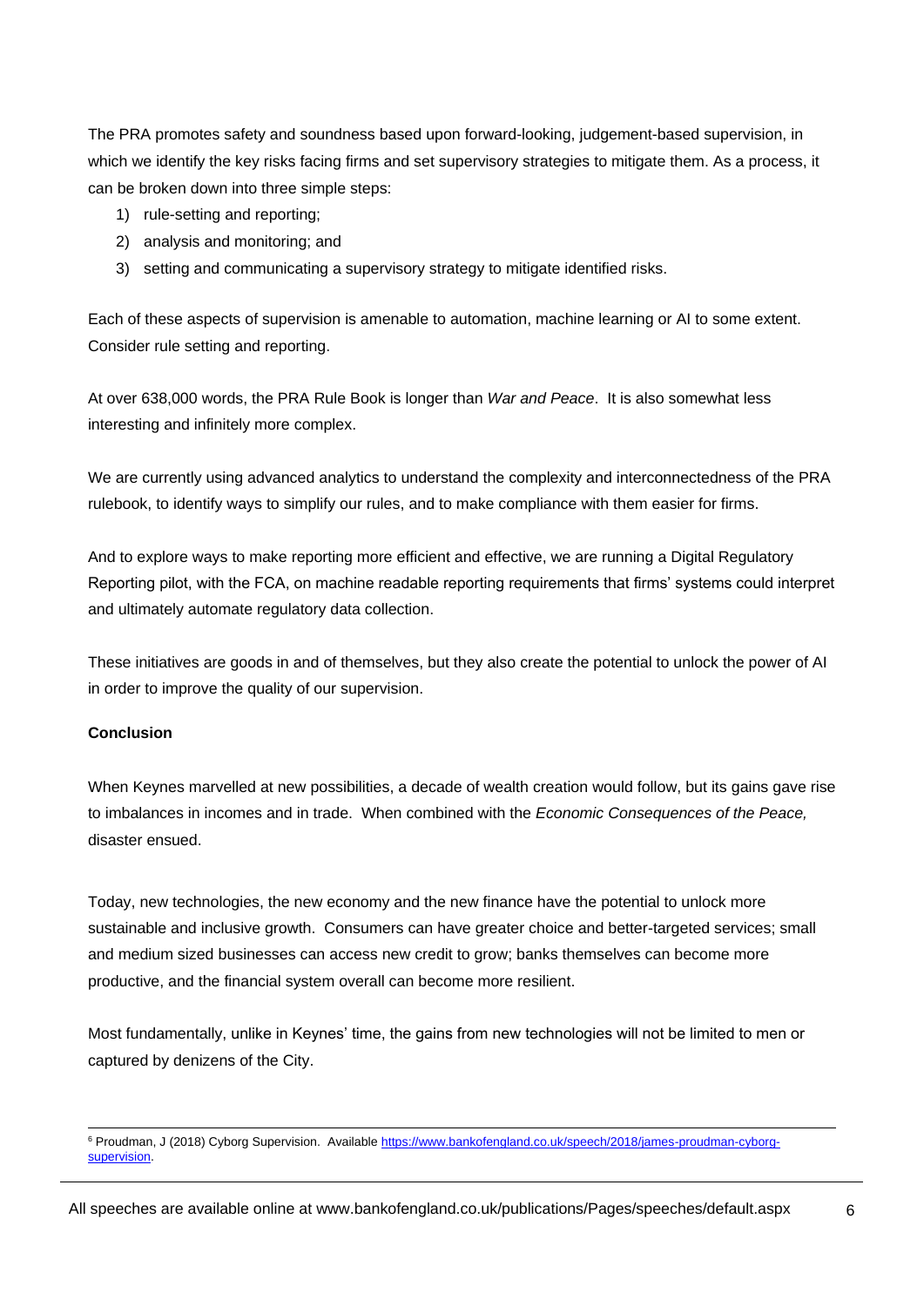The PRA promotes safety and soundness based upon forward-looking, judgement-based supervision, in which we identify the key risks facing firms and set supervisory strategies to mitigate them. As a process, it can be broken down into three simple steps:

1) rule-setting and reporting;
2) analysis and monitoring; and
3) setting and communicating a supervisory strategy to mitigate identified risks.

Each of these aspects of supervision is amenable to automation, machine learning or AI to some extent. Consider rule setting and reporting.

At over 638,000 words, the PRA Rule Book is longer than *War and Peace*. It is also somewhat less interesting and infinitely more complex.

We are currently using advanced analytics to understand the complexity and interconnectedness of the PRA rulebook, to identify ways to simplify our rules, and to make compliance with them easier for firms.

And to explore ways to make reporting more efficient and effective, we are running a Digital Regulatory Reporting pilot, with the FCA, on machine readable reporting requirements that firms' systems could interpret and ultimately automate regulatory data collection.

These initiatives are goods in and of themselves, but they also create the potential to unlock the power of AI in order to improve the quality of our supervision.

**Conclusion**

When Keynes marvelled at new possibilities, a decade of wealth creation would follow, but its gains gave rise to imbalances in incomes and in trade. When combined with the *Economic Consequences of the Peace,* disaster ensued.

Today, new technologies, the new economy and the new finance have the potential to unlock more sustainable and inclusive growth. Consumers can have greater choice and better-targeted services; small and medium sized businesses can access new credit to grow; banks themselves can become more productive, and the financial system overall can become more resilient.

Most fundamentally, unlike in Keynes' time, the gains from new technologies will not be limited to men or captured by denizens of the City.

---

[6] Proudman, J (2018) Cyborg Supervision. Available https://www.bankofengland.co.uk/speech/2018/james-proudman-cyborg-supervision.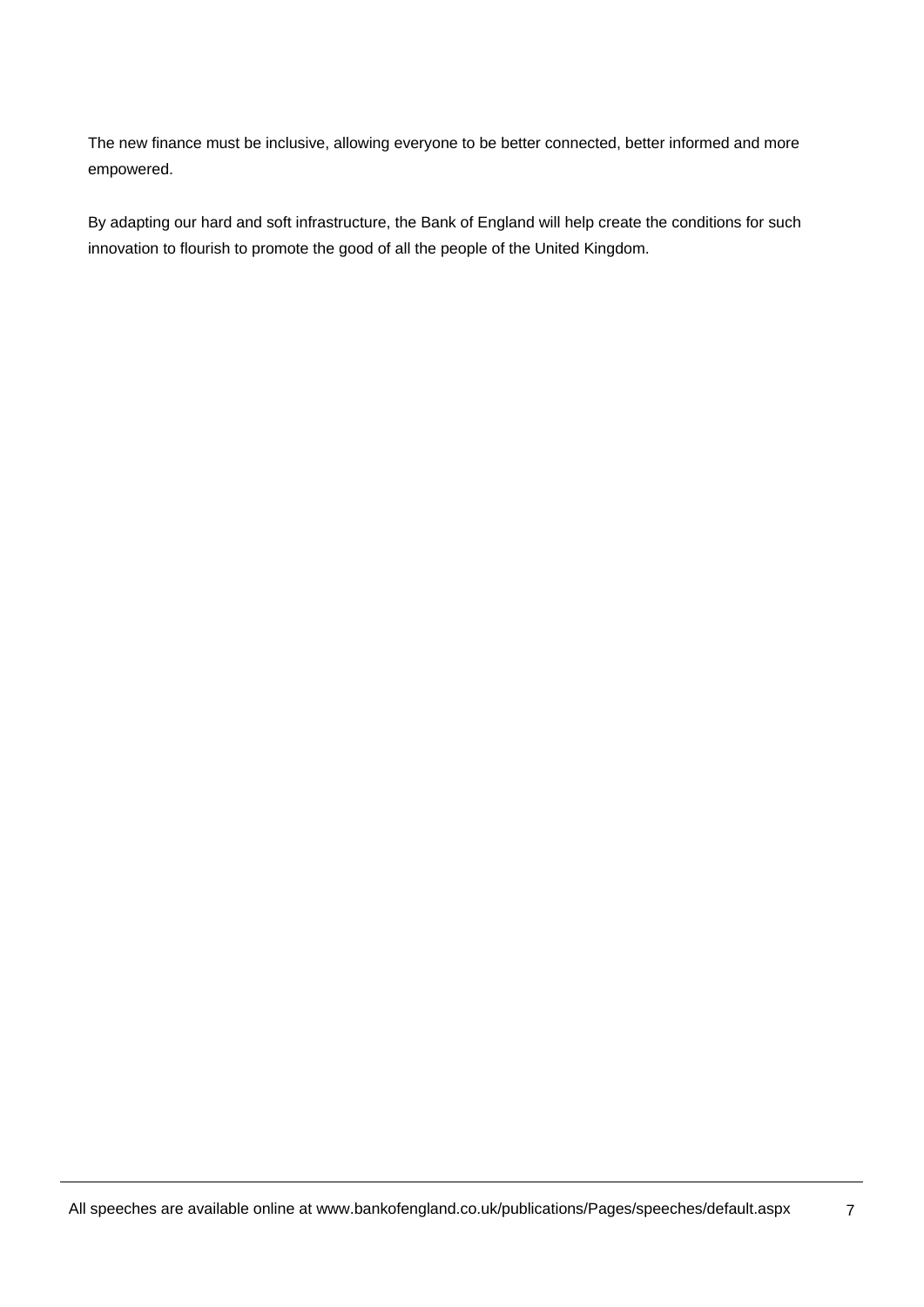The new finance must be inclusive, allowing everyone to be better connected, better informed and more empowered.

By adapting our hard and soft infrastructure, the Bank of England will help create the conditions for such innovation to flourish to promote the good of all the people of the United Kingdom.